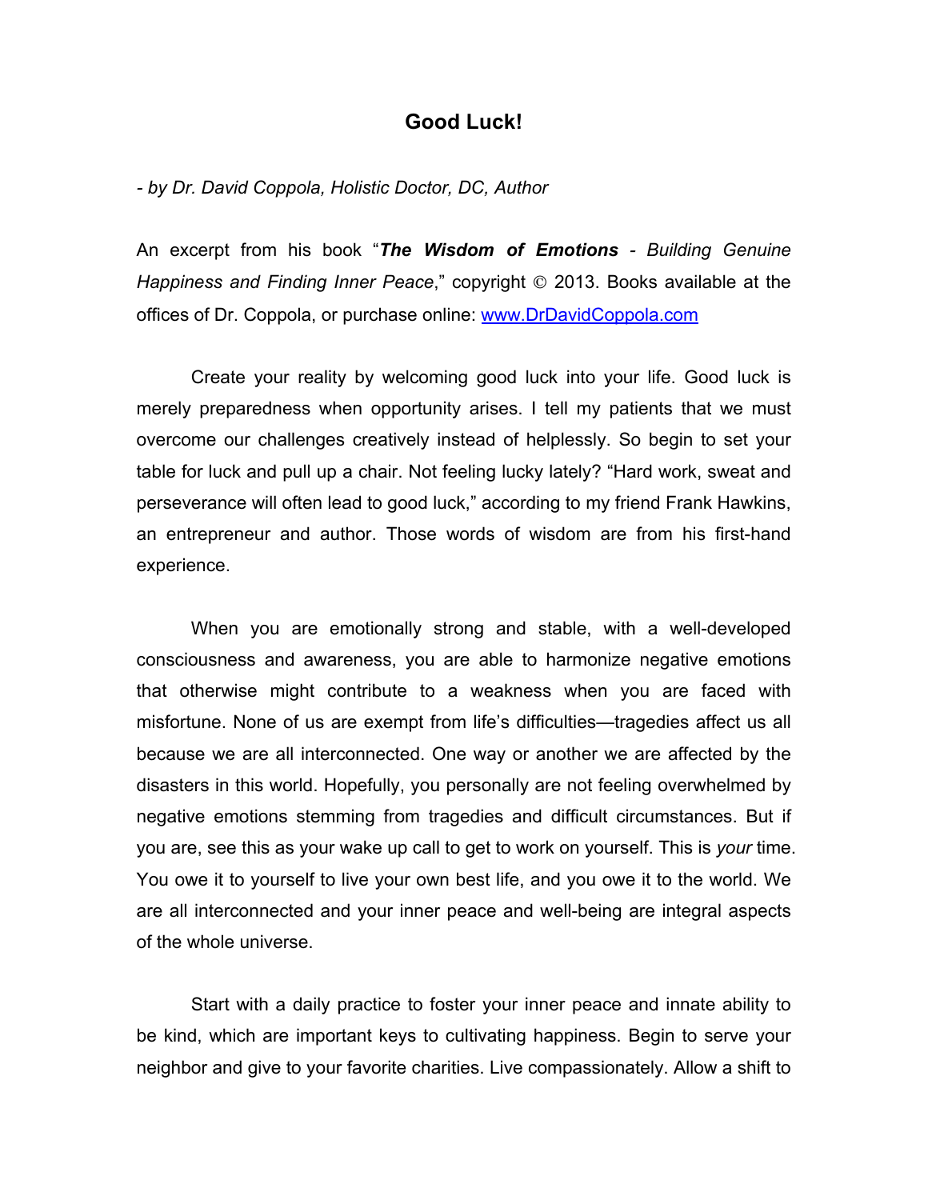# Good Luck!

*- by Dr. David Coppola, Holistic Doctor, DC, Author*

An excerpt from his book "***The Wisdom of Emotions*** *- Building Genuine Happiness and Finding Inner Peace*," copyright © 2013. Books available at the offices of Dr. Coppola, or purchase online: [www.DrDavidCoppola.com](http://www.DrDavidCoppola.com)

Create your reality by welcoming good luck into your life. Good luck is merely preparedness when opportunity arises. I tell my patients that we must overcome our challenges creatively instead of helplessly. So begin to set your table for luck and pull up a chair. Not feeling lucky lately? "Hard work, sweat and perseverance will often lead to good luck," according to my friend Frank Hawkins, an entrepreneur and author. Those words of wisdom are from his first-hand experience.

When you are emotionally strong and stable, with a well-developed consciousness and awareness, you are able to harmonize negative emotions that otherwise might contribute to a weakness when you are faced with misfortune. None of us are exempt from life's difficulties—tragedies affect us all because we are all interconnected. One way or another we are affected by the disasters in this world. Hopefully, you personally are not feeling overwhelmed by negative emotions stemming from tragedies and difficult circumstances. But if you are, see this as your wake up call to get to work on yourself. This is *your* time. You owe it to yourself to live your own best life, and you owe it to the world. We are all interconnected and your inner peace and well-being are integral aspects of the whole universe.

Start with a daily practice to foster your inner peace and innate ability to be kind, which are important keys to cultivating happiness. Begin to serve your neighbor and give to your favorite charities. Live compassionately. Allow a shift to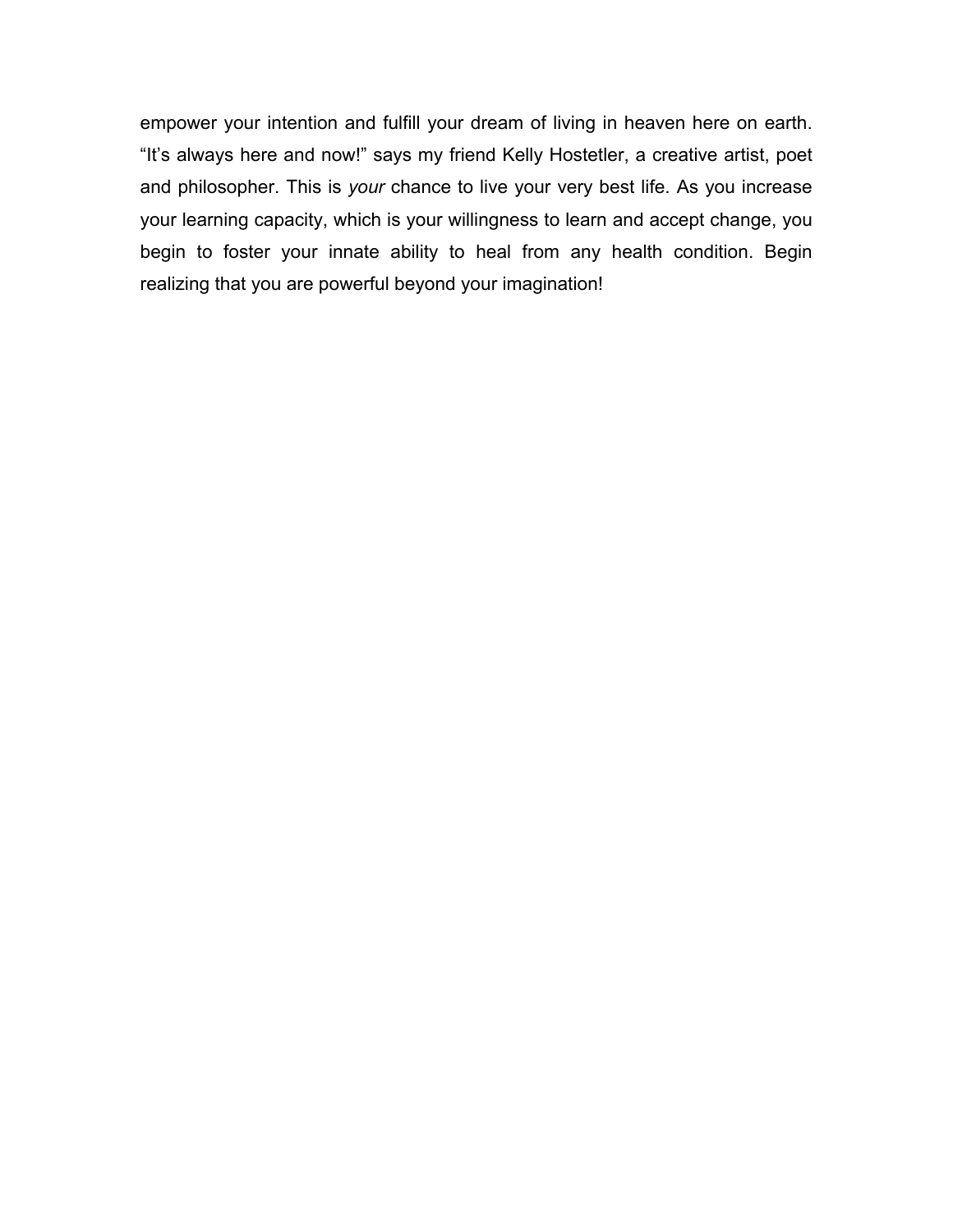empower your intention and fulfill your dream of living in heaven here on earth. “It’s always here and now!” says my friend Kelly Hostetler, a creative artist, poet and philosopher. This is *your* chance to live your very best life. As you increase your learning capacity, which is your willingness to learn and accept change, you begin to foster your innate ability to heal from any health condition. Begin realizing that you are powerful beyond your imagination!